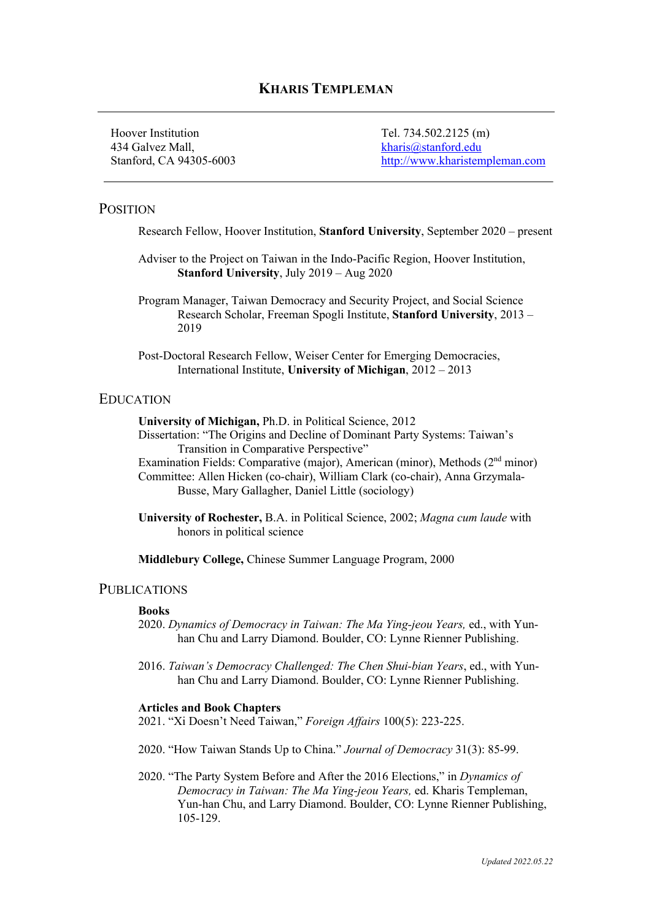# KHARIS TEMPLEMAN

Hoover Institution
434 Galvez Mall,
Stanford, CA 94305-6003

Tel. 734.502.2125 (m)
kharis@stanford.edu
http://www.kharistempleman.com

## POSITION

Research Fellow, Hoover Institution, **Stanford University**, September 2020 – present

Adviser to the Project on Taiwan in the Indo-Pacific Region, Hoover Institution, **Stanford University**, July 2019 – Aug 2020

Program Manager, Taiwan Democracy and Security Project, and Social Science Research Scholar, Freeman Spogli Institute, **Stanford University**, 2013 – 2019

Post-Doctoral Research Fellow, Weiser Center for Emerging Democracies, International Institute, **University of Michigan**, 2012 – 2013

## EDUCATION

**University of Michigan,** Ph.D. in Political Science, 2012
Dissertation: "The Origins and Decline of Dominant Party Systems: Taiwan's Transition in Comparative Perspective"
Examination Fields: Comparative (major), American (minor), Methods (2nd minor)
Committee: Allen Hicken (co-chair), William Clark (co-chair), Anna Grzymala-Busse, Mary Gallagher, Daniel Little (sociology)

**University of Rochester,** B.A. in Political Science, 2002; *Magna cum laude* with honors in political science

**Middlebury College,** Chinese Summer Language Program, 2000

## PUBLICATIONS

### Books

2020. *Dynamics of Democracy in Taiwan: The Ma Ying-jeou Years,* ed., with Yun-han Chu and Larry Diamond. Boulder, CO: Lynne Rienner Publishing.

2016. *Taiwan's Democracy Challenged: The Chen Shui-bian Years*, ed., with Yun-han Chu and Larry Diamond. Boulder, CO: Lynne Rienner Publishing.

### Articles and Book Chapters

2021. "Xi Doesn't Need Taiwan," *Foreign Affairs* 100(5): 223-225.

2020. "How Taiwan Stands Up to China." *Journal of Democracy* 31(3): 85-99.

2020. "The Party System Before and After the 2016 Elections," in *Dynamics of Democracy in Taiwan: The Ma Ying-jeou Years,* ed. Kharis Templeman, Yun-han Chu, and Larry Diamond. Boulder, CO: Lynne Rienner Publishing, 105-129.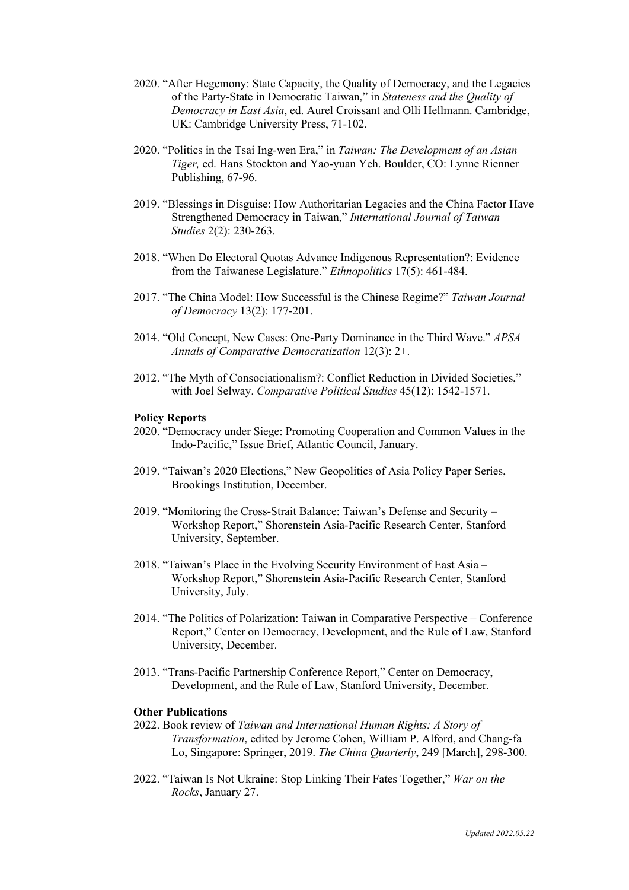2020. "After Hegemony: State Capacity, the Quality of Democracy, and the Legacies of the Party-State in Democratic Taiwan," in *Stateness and the Quality of Democracy in East Asia*, ed. Aurel Croissant and Olli Hellmann. Cambridge, UK: Cambridge University Press, 71-102.

2020. "Politics in the Tsai Ing-wen Era," in *Taiwan: The Development of an Asian Tiger,* ed. Hans Stockton and Yao-yuan Yeh. Boulder, CO: Lynne Rienner Publishing, 67-96.

2019. "Blessings in Disguise: How Authoritarian Legacies and the China Factor Have Strengthened Democracy in Taiwan," *International Journal of Taiwan Studies* 2(2): 230-263.

2018. "When Do Electoral Quotas Advance Indigenous Representation?: Evidence from the Taiwanese Legislature." *Ethnopolitics* 17(5): 461-484.

2017. "The China Model: How Successful is the Chinese Regime?" *Taiwan Journal of Democracy* 13(2): 177-201.

2014. "Old Concept, New Cases: One-Party Dominance in the Third Wave." *APSA Annals of Comparative Democratization* 12(3): 2+.

2012. "The Myth of Consociationalism?: Conflict Reduction in Divided Societies," with Joel Selway. *Comparative Political Studies* 45(12): 1542-1571.

**Policy Reports**

2020. "Democracy under Siege: Promoting Cooperation and Common Values in the Indo-Pacific," Issue Brief, Atlantic Council, January.

2019. "Taiwan's 2020 Elections," New Geopolitics of Asia Policy Paper Series, Brookings Institution, December.

2019. "Monitoring the Cross-Strait Balance: Taiwan's Defense and Security – Workshop Report," Shorenstein Asia-Pacific Research Center, Stanford University, September.

2018. "Taiwan's Place in the Evolving Security Environment of East Asia – Workshop Report," Shorenstein Asia-Pacific Research Center, Stanford University, July.

2014. "The Politics of Polarization: Taiwan in Comparative Perspective – Conference Report," Center on Democracy, Development, and the Rule of Law, Stanford University, December.

2013. "Trans-Pacific Partnership Conference Report," Center on Democracy, Development, and the Rule of Law, Stanford University, December.

**Other Publications**

2022. Book review of *Taiwan and International Human Rights: A Story of Transformation*, edited by Jerome Cohen, William P. Alford, and Chang-fa Lo, Singapore: Springer, 2019. *The China Quarterly*, 249 [March], 298-300.

2022. "Taiwan Is Not Ukraine: Stop Linking Their Fates Together," *War on the Rocks*, January 27.

*Updated 2022.05.22*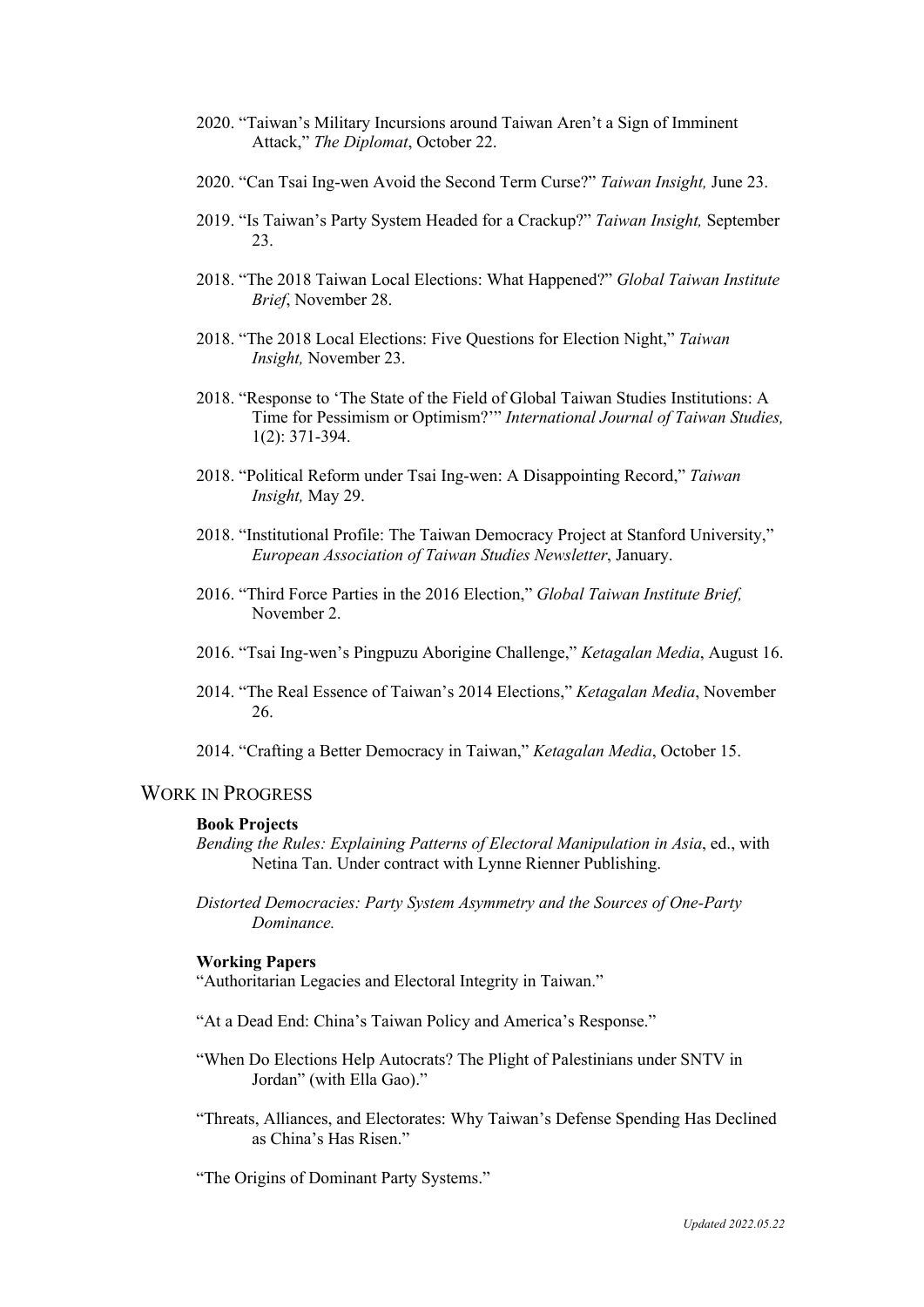2020. "Taiwan's Military Incursions around Taiwan Aren't a Sign of Imminent Attack," *The Diplomat*, October 22.

2020. "Can Tsai Ing-wen Avoid the Second Term Curse?" *Taiwan Insight,* June 23.

2019. "Is Taiwan's Party System Headed for a Crackup?" *Taiwan Insight,* September 23.

2018. "The 2018 Taiwan Local Elections: What Happened?" *Global Taiwan Institute Brief*, November 28.

2018. "The 2018 Local Elections: Five Questions for Election Night," *Taiwan Insight,* November 23.

2018. "Response to 'The State of the Field of Global Taiwan Studies Institutions: A Time for Pessimism or Optimism?'" *International Journal of Taiwan Studies,* 1(2): 371-394.

2018. "Political Reform under Tsai Ing-wen: A Disappointing Record," *Taiwan Insight,* May 29.

2018. "Institutional Profile: The Taiwan Democracy Project at Stanford University," *European Association of Taiwan Studies Newsletter*, January.

2016. "Third Force Parties in the 2016 Election," *Global Taiwan Institute Brief,* November 2.

2016. "Tsai Ing-wen's Pingpuzu Aborigine Challenge," *Ketagalan Media*, August 16.

2014. "The Real Essence of Taiwan's 2014 Elections," *Ketagalan Media*, November 26.

2014. "Crafting a Better Democracy in Taiwan," *Ketagalan Media*, October 15.

## WORK IN PROGRESS

**Book Projects**

*Bending the Rules: Explaining Patterns of Electoral Manipulation in Asia*, ed., with Netina Tan. Under contract with Lynne Rienner Publishing.

*Distorted Democracies: Party System Asymmetry and the Sources of One-Party Dominance.*

**Working Papers**

"Authoritarian Legacies and Electoral Integrity in Taiwan."

"At a Dead End: China's Taiwan Policy and America's Response."

"When Do Elections Help Autocrats? The Plight of Palestinians under SNTV in Jordan" (with Ella Gao)."

"Threats, Alliances, and Electorates: Why Taiwan's Defense Spending Has Declined as China's Has Risen."

"The Origins of Dominant Party Systems."

*Updated 2022.05.22*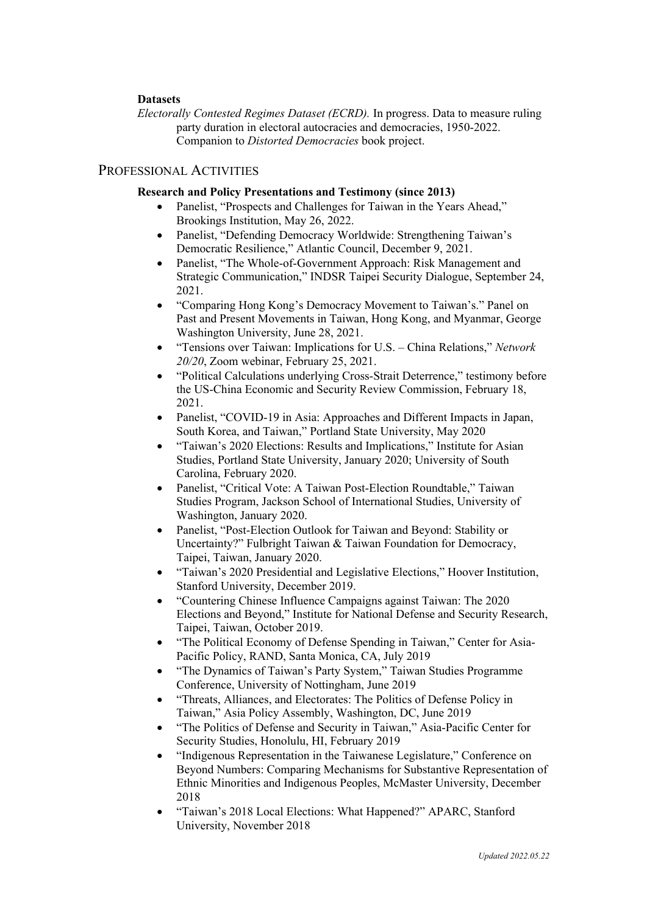**Datasets**

*Electorally Contested Regimes Dataset (ECRD).* In progress. Data to measure ruling party duration in electoral autocracies and democracies, 1950-2022. Companion to *Distorted Democracies* book project.

## Professional Activities

**Research and Policy Presentations and Testimony (since 2013)**

- Panelist, "Prospects and Challenges for Taiwan in the Years Ahead," Brookings Institution, May 26, 2022.
- Panelist, "Defending Democracy Worldwide: Strengthening Taiwan's Democratic Resilience," Atlantic Council, December 9, 2021.
- Panelist, "The Whole-of-Government Approach: Risk Management and Strategic Communication," INDSR Taipei Security Dialogue, September 24, 2021.
- "Comparing Hong Kong's Democracy Movement to Taiwan's." Panel on Past and Present Movements in Taiwan, Hong Kong, and Myanmar, George Washington University, June 28, 2021.
- "Tensions over Taiwan: Implications for U.S. – China Relations," *Network 20/20*, Zoom webinar, February 25, 2021.
- "Political Calculations underlying Cross-Strait Deterrence," testimony before the US-China Economic and Security Review Commission, February 18, 2021.
- Panelist, "COVID-19 in Asia: Approaches and Different Impacts in Japan, South Korea, and Taiwan," Portland State University, May 2020
- "Taiwan's 2020 Elections: Results and Implications," Institute for Asian Studies, Portland State University, January 2020; University of South Carolina, February 2020.
- Panelist, "Critical Vote: A Taiwan Post-Election Roundtable," Taiwan Studies Program, Jackson School of International Studies, University of Washington, January 2020.
- Panelist, "Post-Election Outlook for Taiwan and Beyond: Stability or Uncertainty?" Fulbright Taiwan & Taiwan Foundation for Democracy, Taipei, Taiwan, January 2020.
- "Taiwan's 2020 Presidential and Legislative Elections," Hoover Institution, Stanford University, December 2019.
- "Countering Chinese Influence Campaigns against Taiwan: The 2020 Elections and Beyond," Institute for National Defense and Security Research, Taipei, Taiwan, October 2019.
- "The Political Economy of Defense Spending in Taiwan," Center for Asia-Pacific Policy, RAND, Santa Monica, CA, July 2019
- "The Dynamics of Taiwan's Party System," Taiwan Studies Programme Conference, University of Nottingham, June 2019
- "Threats, Alliances, and Electorates: The Politics of Defense Policy in Taiwan," Asia Policy Assembly, Washington, DC, June 2019
- "The Politics of Defense and Security in Taiwan," Asia-Pacific Center for Security Studies, Honolulu, HI, February 2019
- "Indigenous Representation in the Taiwanese Legislature," Conference on Beyond Numbers: Comparing Mechanisms for Substantive Representation of Ethnic Minorities and Indigenous Peoples, McMaster University, December 2018
- "Taiwan's 2018 Local Elections: What Happened?" APARC, Stanford University, November 2018

*Updated 2022.05.22*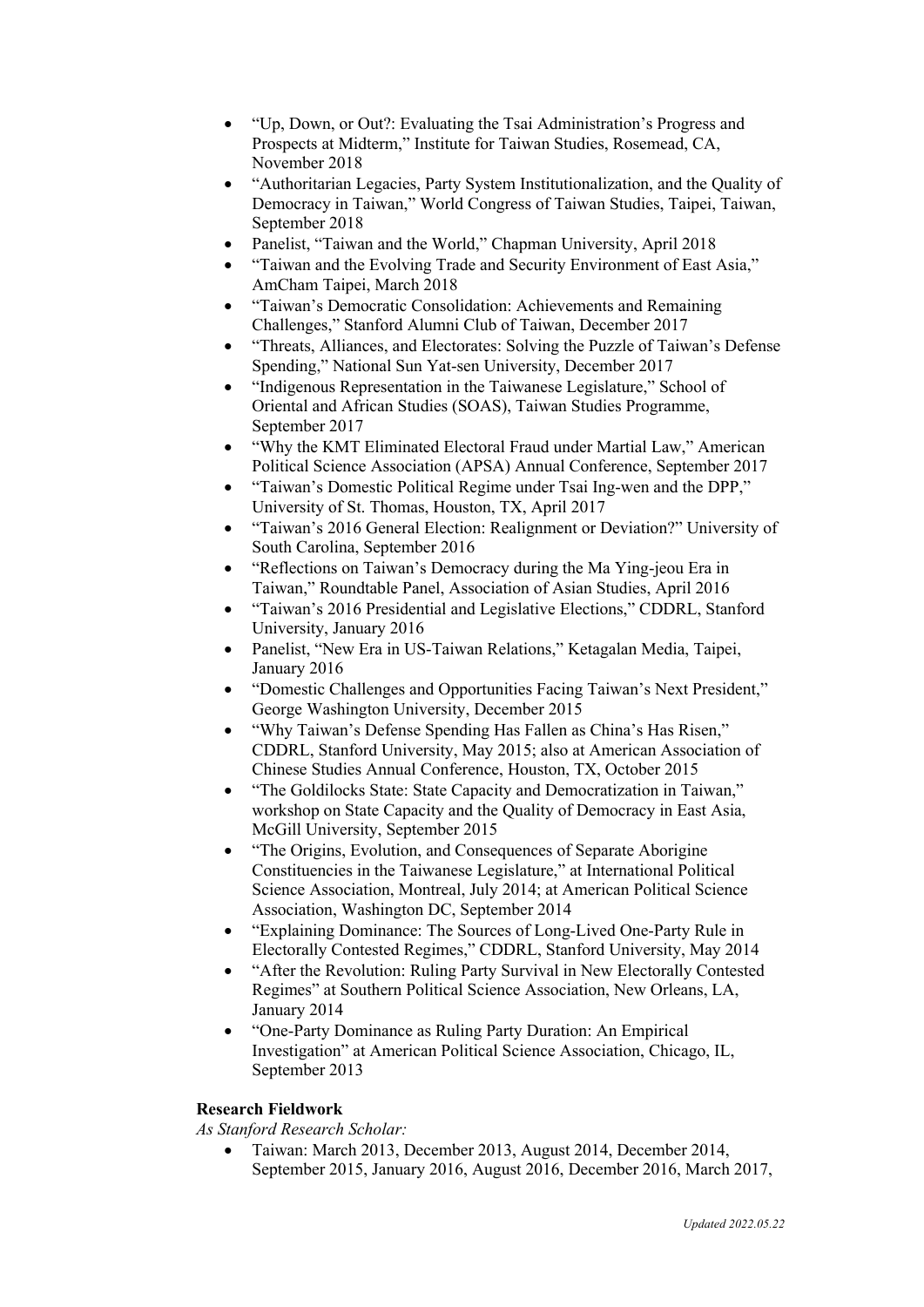- "Up, Down, or Out?: Evaluating the Tsai Administration's Progress and Prospects at Midterm," Institute for Taiwan Studies, Rosemead, CA, November 2018
- "Authoritarian Legacies, Party System Institutionalization, and the Quality of Democracy in Taiwan," World Congress of Taiwan Studies, Taipei, Taiwan, September 2018
- Panelist, "Taiwan and the World," Chapman University, April 2018
- "Taiwan and the Evolving Trade and Security Environment of East Asia," AmCham Taipei, March 2018
- "Taiwan's Democratic Consolidation: Achievements and Remaining Challenges," Stanford Alumni Club of Taiwan, December 2017
- "Threats, Alliances, and Electorates: Solving the Puzzle of Taiwan's Defense Spending," National Sun Yat-sen University, December 2017
- "Indigenous Representation in the Taiwanese Legislature," School of Oriental and African Studies (SOAS), Taiwan Studies Programme, September 2017
- "Why the KMT Eliminated Electoral Fraud under Martial Law," American Political Science Association (APSA) Annual Conference, September 2017
- "Taiwan's Domestic Political Regime under Tsai Ing-wen and the DPP," University of St. Thomas, Houston, TX, April 2017
- "Taiwan's 2016 General Election: Realignment or Deviation?" University of South Carolina, September 2016
- "Reflections on Taiwan's Democracy during the Ma Ying-jeou Era in Taiwan," Roundtable Panel, Association of Asian Studies, April 2016
- "Taiwan's 2016 Presidential and Legislative Elections," CDDRL, Stanford University, January 2016
- Panelist, "New Era in US-Taiwan Relations," Ketagalan Media, Taipei, January 2016
- "Domestic Challenges and Opportunities Facing Taiwan's Next President," George Washington University, December 2015
- "Why Taiwan's Defense Spending Has Fallen as China's Has Risen," CDDRL, Stanford University, May 2015; also at American Association of Chinese Studies Annual Conference, Houston, TX, October 2015
- "The Goldilocks State: State Capacity and Democratization in Taiwan," workshop on State Capacity and the Quality of Democracy in East Asia, McGill University, September 2015
- "The Origins, Evolution, and Consequences of Separate Aborigine Constituencies in the Taiwanese Legislature," at International Political Science Association, Montreal, July 2014; at American Political Science Association, Washington DC, September 2014
- "Explaining Dominance: The Sources of Long-Lived One-Party Rule in Electorally Contested Regimes," CDDRL, Stanford University, May 2014
- "After the Revolution: Ruling Party Survival in New Electorally Contested Regimes" at Southern Political Science Association, New Orleans, LA, January 2014
- "One-Party Dominance as Ruling Party Duration: An Empirical Investigation" at American Political Science Association, Chicago, IL, September 2013

**Research Fieldwork**

*As Stanford Research Scholar:*

- Taiwan: March 2013, December 2013, August 2014, December 2014, September 2015, January 2016, August 2016, December 2016, March 2017,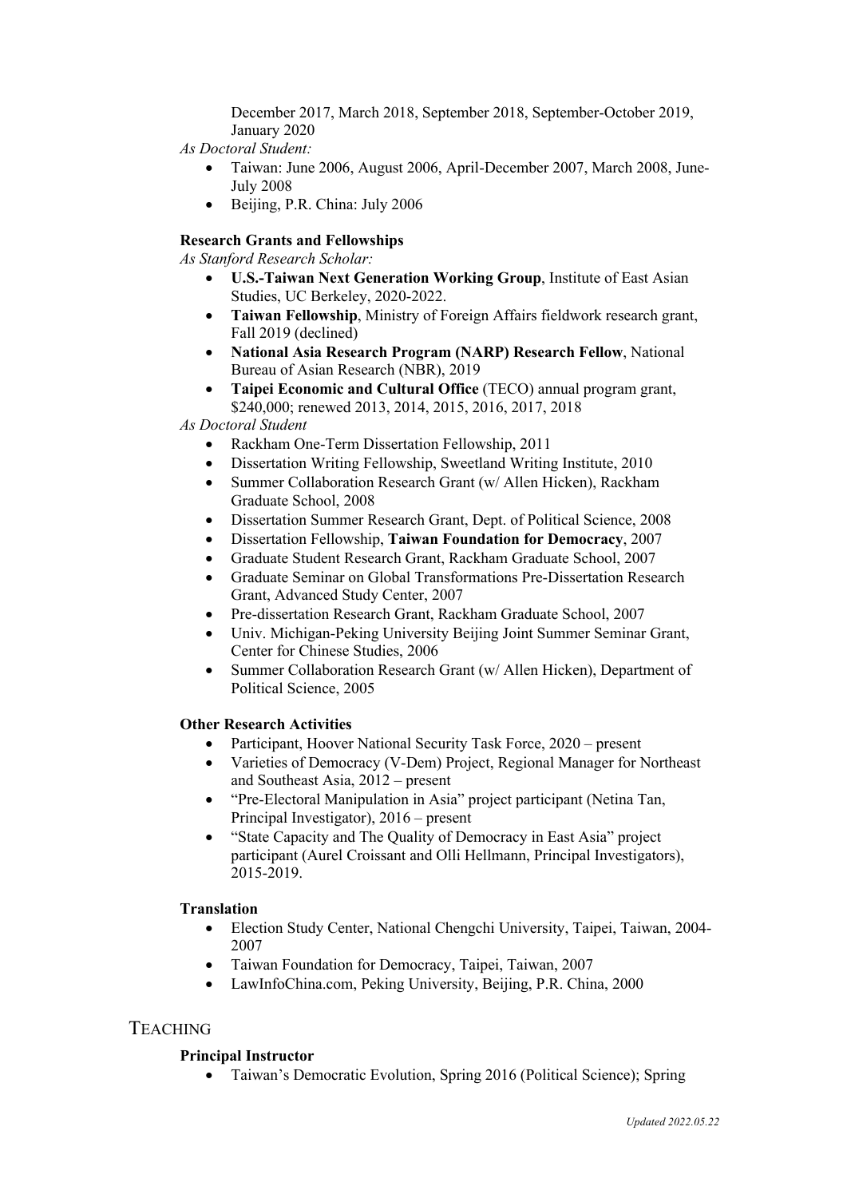December 2017, March 2018, September 2018, September-October 2019, January 2020

*As Doctoral Student:*

- Taiwan: June 2006, August 2006, April-December 2007, March 2008, June-July 2008
- Beijing, P.R. China: July 2006

### Research Grants and Fellowships

*As Stanford Research Scholar:*

- **U.S.-Taiwan Next Generation Working Group**, Institute of East Asian Studies, UC Berkeley, 2020-2022.
- **Taiwan Fellowship**, Ministry of Foreign Affairs fieldwork research grant, Fall 2019 (declined)
- **National Asia Research Program (NARP) Research Fellow**, National Bureau of Asian Research (NBR), 2019
- **Taipei Economic and Cultural Office** (TECO) annual program grant, $240,000; renewed 2013, 2014, 2015, 2016, 2017, 2018

*As Doctoral Student*

- Rackham One-Term Dissertation Fellowship, 2011
- Dissertation Writing Fellowship, Sweetland Writing Institute, 2010
- Summer Collaboration Research Grant (w/ Allen Hicken), Rackham Graduate School, 2008
- Dissertation Summer Research Grant, Dept. of Political Science, 2008
- Dissertation Fellowship, **Taiwan Foundation for Democracy**, 2007
- Graduate Student Research Grant, Rackham Graduate School, 2007
- Graduate Seminar on Global Transformations Pre-Dissertation Research Grant, Advanced Study Center, 2007
- Pre-dissertation Research Grant, Rackham Graduate School, 2007
- Univ. Michigan-Peking University Beijing Joint Summer Seminar Grant, Center for Chinese Studies, 2006
- Summer Collaboration Research Grant (w/ Allen Hicken), Department of Political Science, 2005

### Other Research Activities

- Participant, Hoover National Security Task Force, 2020 – present
- Varieties of Democracy (V-Dem) Project, Regional Manager for Northeast and Southeast Asia, 2012 – present
- "Pre-Electoral Manipulation in Asia" project participant (Netina Tan, Principal Investigator), 2016 – present
- "State Capacity and The Quality of Democracy in East Asia" project participant (Aurel Croissant and Olli Hellmann, Principal Investigators), 2015-2019.

### Translation

- Election Study Center, National Chengchi University, Taipei, Taiwan, 2004-2007
- Taiwan Foundation for Democracy, Taipei, Taiwan, 2007
- LawInfoChina.com, Peking University, Beijing, P.R. China, 2000

## Teaching

### Principal Instructor

- Taiwan's Democratic Evolution, Spring 2016 (Political Science); Spring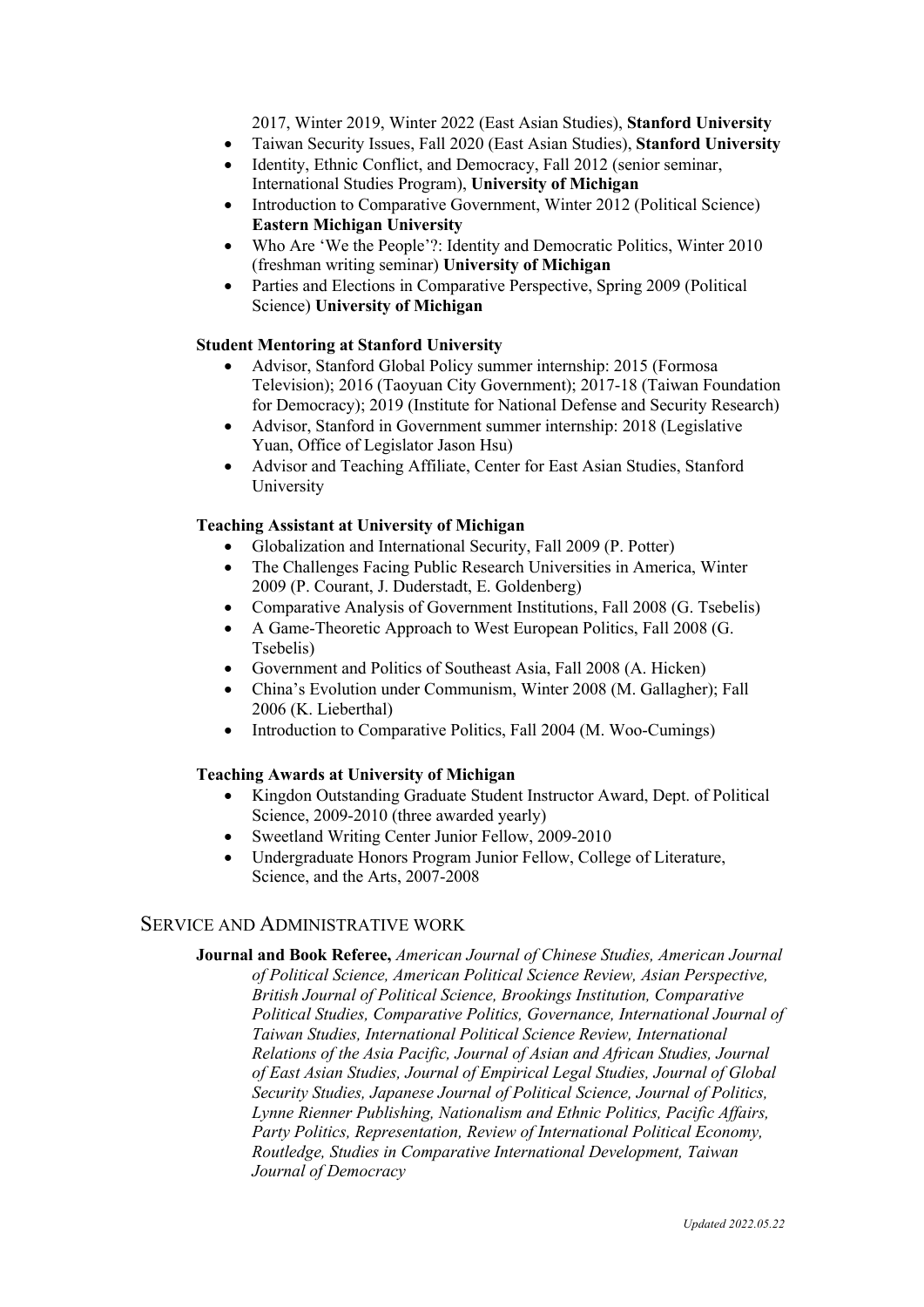2017, Winter 2019, Winter 2022 (East Asian Studies), **Stanford University**

- Taiwan Security Issues, Fall 2020 (East Asian Studies), **Stanford University**
- Identity, Ethnic Conflict, and Democracy, Fall 2012 (senior seminar, International Studies Program), **University of Michigan**
- Introduction to Comparative Government, Winter 2012 (Political Science) **Eastern Michigan University**
- Who Are 'We the People'?: Identity and Democratic Politics, Winter 2010 (freshman writing seminar) **University of Michigan**
- Parties and Elections in Comparative Perspective, Spring 2009 (Political Science) **University of Michigan**

**Student Mentoring at Stanford University**

- Advisor, Stanford Global Policy summer internship: 2015 (Formosa Television); 2016 (Taoyuan City Government); 2017-18 (Taiwan Foundation for Democracy); 2019 (Institute for National Defense and Security Research)
- Advisor, Stanford in Government summer internship: 2018 (Legislative Yuan, Office of Legislator Jason Hsu)
- Advisor and Teaching Affiliate, Center for East Asian Studies, Stanford University

**Teaching Assistant at University of Michigan**

- Globalization and International Security, Fall 2009 (P. Potter)
- The Challenges Facing Public Research Universities in America, Winter 2009 (P. Courant, J. Duderstadt, E. Goldenberg)
- Comparative Analysis of Government Institutions, Fall 2008 (G. Tsebelis)
- A Game-Theoretic Approach to West European Politics, Fall 2008 (G. Tsebelis)
- Government and Politics of Southeast Asia, Fall 2008 (A. Hicken)
- China's Evolution under Communism, Winter 2008 (M. Gallagher); Fall 2006 (K. Lieberthal)
- Introduction to Comparative Politics, Fall 2004 (M. Woo-Cumings)

**Teaching Awards at University of Michigan**

- Kingdon Outstanding Graduate Student Instructor Award, Dept. of Political Science, 2009-2010 (three awarded yearly)
- Sweetland Writing Center Junior Fellow, 2009-2010
- Undergraduate Honors Program Junior Fellow, College of Literature, Science, and the Arts, 2007-2008

## SERVICE AND ADMINISTRATIVE WORK

**Journal and Book Referee,** *American Journal of Chinese Studies, American Journal of Political Science, American Political Science Review, Asian Perspective, British Journal of Political Science, Brookings Institution, Comparative Political Studies, Comparative Politics, Governance, International Journal of Taiwan Studies, International Political Science Review, International Relations of the Asia Pacific, Journal of Asian and African Studies, Journal of East Asian Studies, Journal of Empirical Legal Studies, Journal of Global Security Studies, Japanese Journal of Political Science, Journal of Politics, Lynne Rienner Publishing, Nationalism and Ethnic Politics, Pacific Affairs, Party Politics, Representation, Review of International Political Economy, Routledge, Studies in Comparative International Development, Taiwan Journal of Democracy*

*Updated 2022.05.22*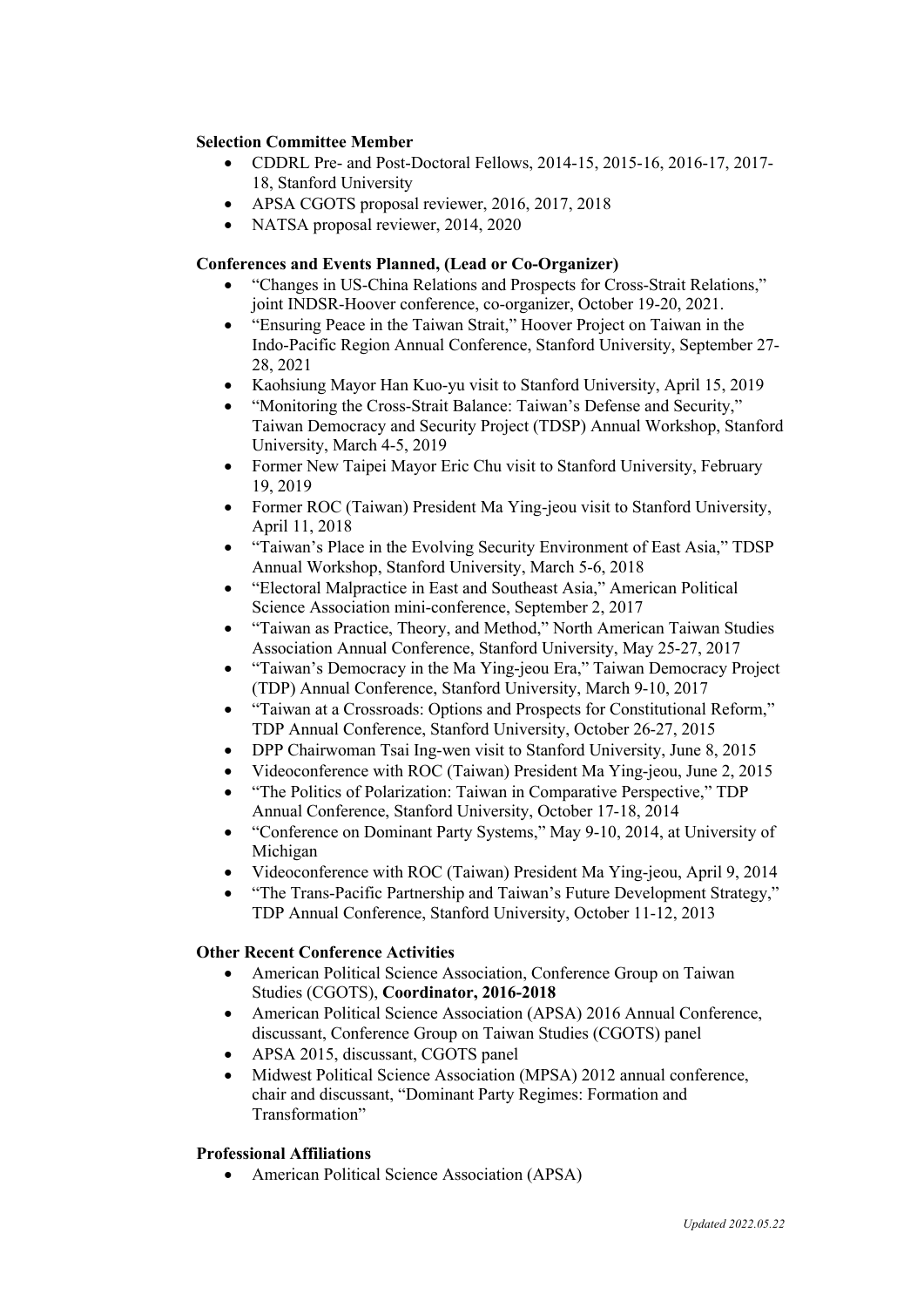**Selection Committee Member**

- CDDRL Pre- and Post-Doctoral Fellows, 2014-15, 2015-16, 2016-17, 2017-18, Stanford University
- APSA CGOTS proposal reviewer, 2016, 2017, 2018
- NATSA proposal reviewer, 2014, 2020

**Conferences and Events Planned, (Lead or Co-Organizer)**

- "Changes in US-China Relations and Prospects for Cross-Strait Relations," joint INDSR-Hoover conference, co-organizer, October 19-20, 2021.
- "Ensuring Peace in the Taiwan Strait," Hoover Project on Taiwan in the Indo-Pacific Region Annual Conference, Stanford University, September 27-28, 2021
- Kaohsiung Mayor Han Kuo-yu visit to Stanford University, April 15, 2019
- "Monitoring the Cross-Strait Balance: Taiwan's Defense and Security," Taiwan Democracy and Security Project (TDSP) Annual Workshop, Stanford University, March 4-5, 2019
- Former New Taipei Mayor Eric Chu visit to Stanford University, February 19, 2019
- Former ROC (Taiwan) President Ma Ying-jeou visit to Stanford University, April 11, 2018
- "Taiwan's Place in the Evolving Security Environment of East Asia," TDSP Annual Workshop, Stanford University, March 5-6, 2018
- "Electoral Malpractice in East and Southeast Asia," American Political Science Association mini-conference, September 2, 2017
- "Taiwan as Practice, Theory, and Method," North American Taiwan Studies Association Annual Conference, Stanford University, May 25-27, 2017
- "Taiwan's Democracy in the Ma Ying-jeou Era," Taiwan Democracy Project (TDP) Annual Conference, Stanford University, March 9-10, 2017
- "Taiwan at a Crossroads: Options and Prospects for Constitutional Reform," TDP Annual Conference, Stanford University, October 26-27, 2015
- DPP Chairwoman Tsai Ing-wen visit to Stanford University, June 8, 2015
- Videoconference with ROC (Taiwan) President Ma Ying-jeou, June 2, 2015
- "The Politics of Polarization: Taiwan in Comparative Perspective," TDP Annual Conference, Stanford University, October 17-18, 2014
- "Conference on Dominant Party Systems," May 9-10, 2014, at University of Michigan
- Videoconference with ROC (Taiwan) President Ma Ying-jeou, April 9, 2014
- "The Trans-Pacific Partnership and Taiwan's Future Development Strategy," TDP Annual Conference, Stanford University, October 11-12, 2013

**Other Recent Conference Activities**

- American Political Science Association, Conference Group on Taiwan Studies (CGOTS), **Coordinator, 2016-2018**
- American Political Science Association (APSA) 2016 Annual Conference, discussant, Conference Group on Taiwan Studies (CGOTS) panel
- APSA 2015, discussant, CGOTS panel
- Midwest Political Science Association (MPSA) 2012 annual conference, chair and discussant, "Dominant Party Regimes: Formation and Transformation"

**Professional Affiliations**

- American Political Science Association (APSA)

*Updated 2022.05.22*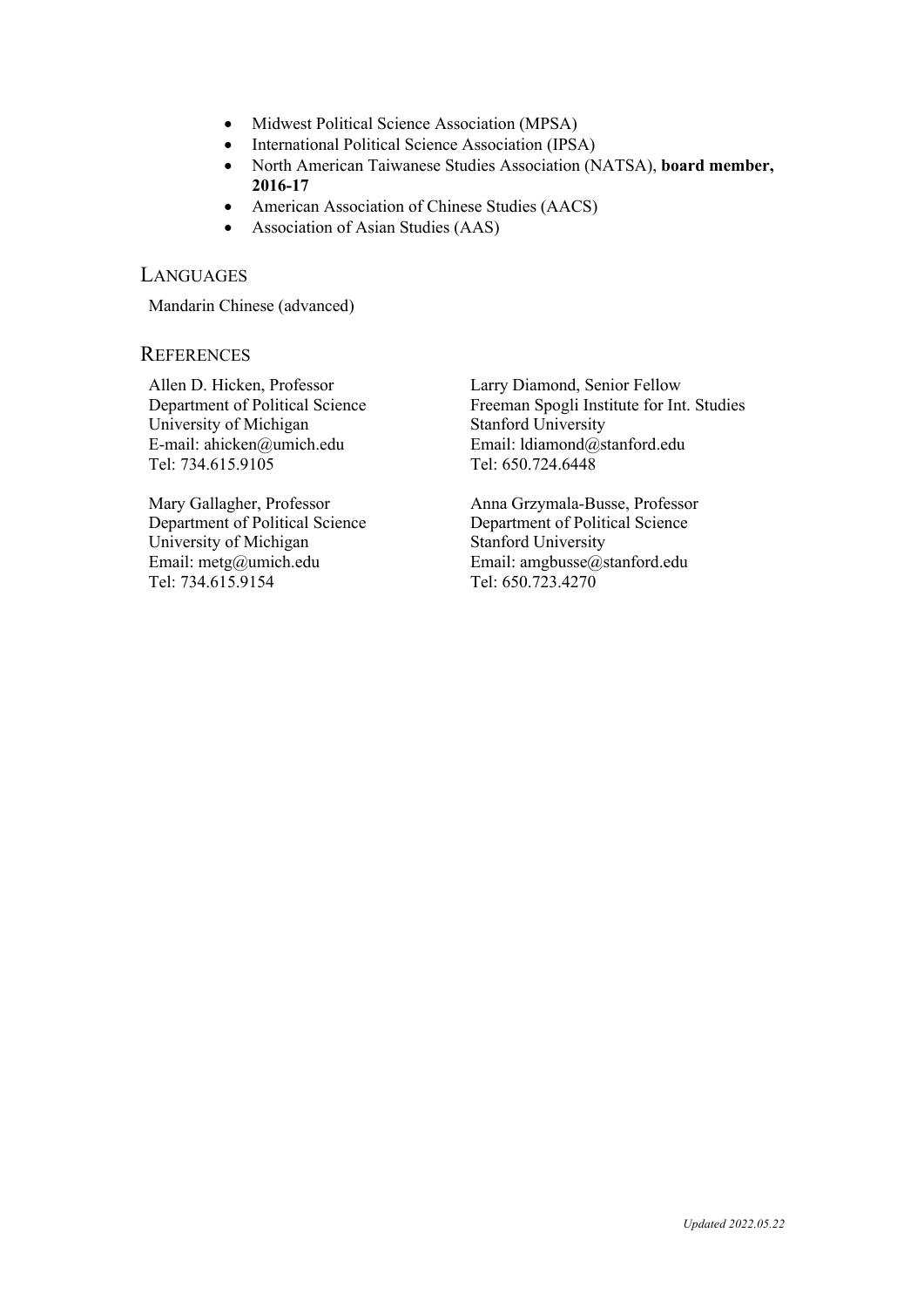- Midwest Political Science Association (MPSA)
- International Political Science Association (IPSA)
- North American Taiwanese Studies Association (NATSA), **board member, 2016-17**
- American Association of Chinese Studies (AACS)
- Association of Asian Studies (AAS)

## LANGUAGES

Mandarin Chinese (advanced)

## REFERENCES

Allen D. Hicken, Professor
Department of Political Science
University of Michigan
E-mail: ahicken@umich.edu
Tel: 734.615.9105

Larry Diamond, Senior Fellow
Freeman Spogli Institute for Int. Studies
Stanford University
Email: ldiamond@stanford.edu
Tel: 650.724.6448

Mary Gallagher, Professor
Department of Political Science
University of Michigan
Email: metg@umich.edu
Tel: 734.615.9154

Anna Grzymala-Busse, Professor
Department of Political Science
Stanford University
Email: amgbusse@stanford.edu
Tel: 650.723.4270

*Updated 2022.05.22*